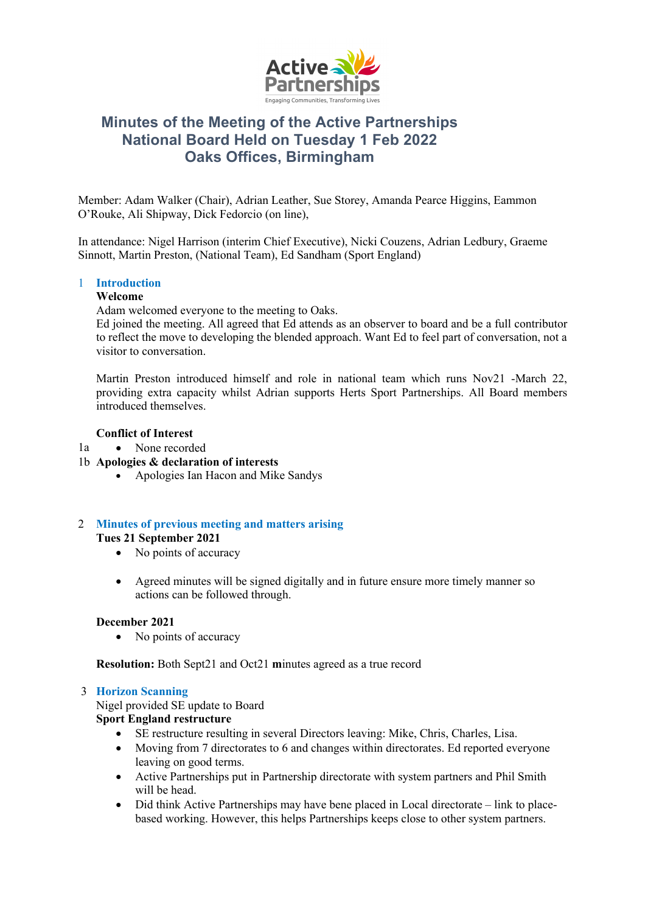Active Partnerships
Engaging Communities, Transforming Lives

# Minutes of the Meeting of the Active Partnerships National Board Held on Tuesday 1 Feb 2022 Oaks Offices, Birmingham

Member: Adam Walker (Chair), Adrian Leather, Sue Storey, Amanda Pearce Higgins, Eammon O'Rouke, Ali Shipway, Dick Fedorcio (on line),

In attendance: Nigel Harrison (interim Chief Executive), Nicki Couzens, Adrian Ledbury, Graeme Sinnott, Martin Preston, (National Team), Ed Sandham (Sport England)

## 1 Introduction

**Welcome**

Adam welcomed everyone to the meeting to Oaks.
Ed joined the meeting. All agreed that Ed attends as an observer to board and be a full contributor to reflect the move to developing the blended approach. Want Ed to feel part of conversation, not a visitor to conversation.

Martin Preston introduced himself and role in national team which runs Nov21 -March 22, providing extra capacity whilst Adrian supports Herts Sport Partnerships. All Board members introduced themselves.

**Conflict of Interest**

1a
- None recorded

1b **Apologies & declaration of interests**
- Apologies Ian Hacon and Mike Sandys

## 2 Minutes of previous meeting and matters arising

**Tues 21 September 2021**
- No points of accuracy
- Agreed minutes will be signed digitally and in future ensure more timely manner so actions can be followed through.

**December 2021**
- No points of accuracy

**Resolution:** Both Sept21 and Oct21 **m**inutes agreed as a true record

## 3 Horizon Scanning

Nigel provided SE update to Board

**Sport England restructure**
- SE restructure resulting in several Directors leaving: Mike, Chris, Charles, Lisa.
- Moving from 7 directorates to 6 and changes within directorates. Ed reported everyone leaving on good terms.
- Active Partnerships put in Partnership directorate with system partners and Phil Smith will be head.
- Did think Active Partnerships may have bene placed in Local directorate – link to place-based working. However, this helps Partnerships keeps close to other system partners.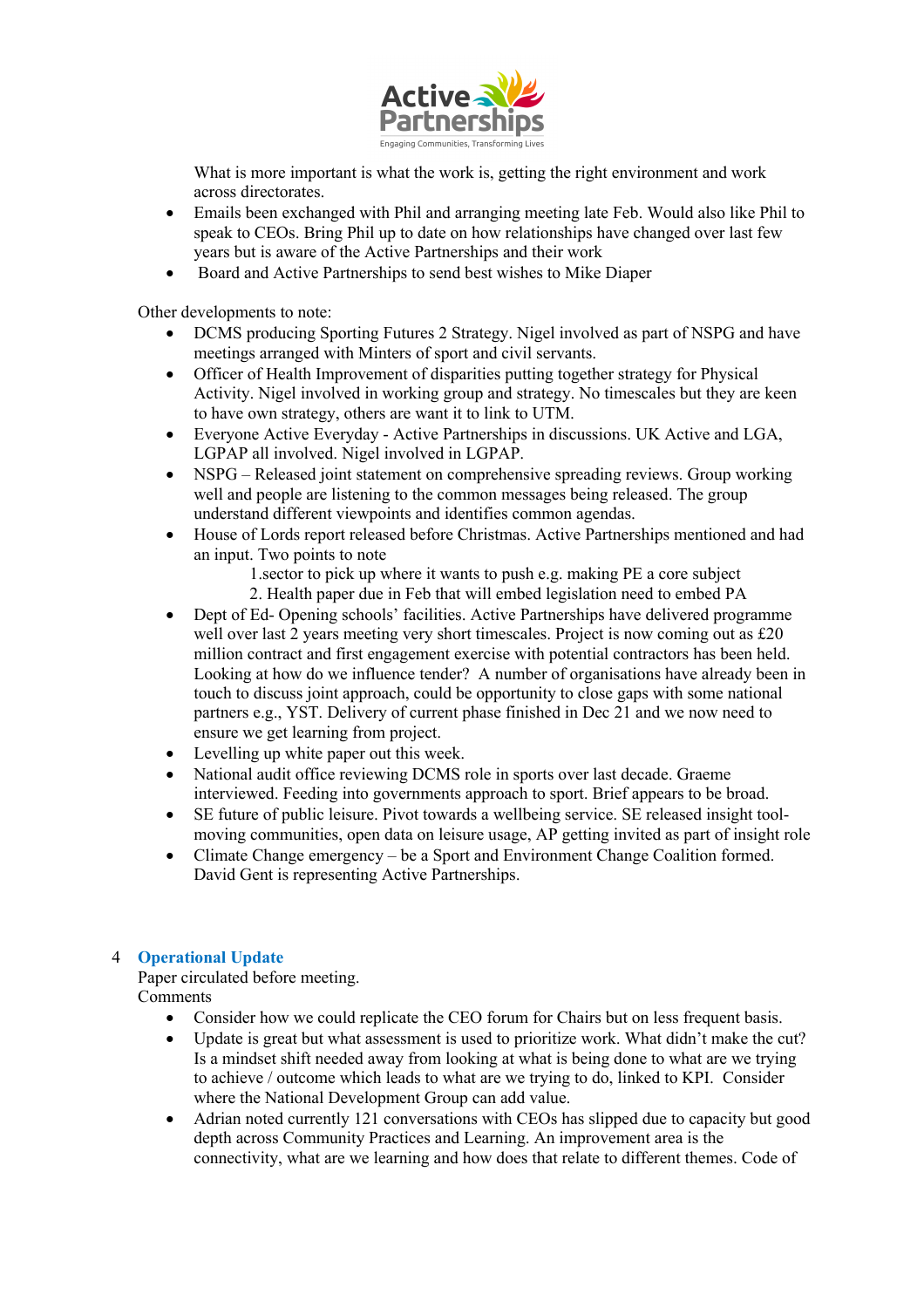What is more important is what the work is, getting the right environment and work across directorates.

- Emails been exchanged with Phil and arranging meeting late Feb. Would also like Phil to speak to CEOs. Bring Phil up to date on how relationships have changed over last few years but is aware of the Active Partnerships and their work
- Board and Active Partnerships to send best wishes to Mike Diaper

Other developments to note:

- DCMS producing Sporting Futures 2 Strategy. Nigel involved as part of NSPG and have meetings arranged with Minters of sport and civil servants.
- Officer of Health Improvement of disparities putting together strategy for Physical Activity. Nigel involved in working group and strategy. No timescales but they are keen to have own strategy, others are want it to link to UTM.
- Everyone Active Everyday - Active Partnerships in discussions. UK Active and LGA, LGPAP all involved. Nigel involved in LGPAP.
- NSPG – Released joint statement on comprehensive spreading reviews. Group working well and people are listening to the common messages being released. The group understand different viewpoints and identifies common agendas.
- House of Lords report released before Christmas. Active Partnerships mentioned and had an input. Two points to note
    1. sector to pick up where it wants to push e.g. making PE a core subject
    2. Health paper due in Feb that will embed legislation need to embed PA
- Dept of Ed- Opening schools' facilities. Active Partnerships have delivered programme well over last 2 years meeting very short timescales. Project is now coming out as £20 million contract and first engagement exercise with potential contractors has been held. Looking at how do we influence tender? A number of organisations have already been in touch to discuss joint approach, could be opportunity to close gaps with some national partners e.g., YST. Delivery of current phase finished in Dec 21 and we now need to ensure we get learning from project.
- Levelling up white paper out this week.
- National audit office reviewing DCMS role in sports over last decade. Graeme interviewed. Feeding into governments approach to sport. Brief appears to be broad.
- SE future of public leisure. Pivot towards a wellbeing service. SE released insight tool-moving communities, open data on leisure usage, AP getting invited as part of insight role
- Climate Change emergency – be a Sport and Environment Change Coalition formed. David Gent is representing Active Partnerships.

## 4 Operational Update

Paper circulated before meeting.

Comments

- Consider how we could replicate the CEO forum for Chairs but on less frequent basis.
- Update is great but what assessment is used to prioritize work. What didn't make the cut? Is a mindset shift needed away from looking at what is being done to what are we trying to achieve / outcome which leads to what are we trying to do, linked to KPI. Consider where the National Development Group can add value.
- Adrian noted currently 121 conversations with CEOs has slipped due to capacity but good depth across Community Practices and Learning. An improvement area is the connectivity, what are we learning and how does that relate to different themes. Code of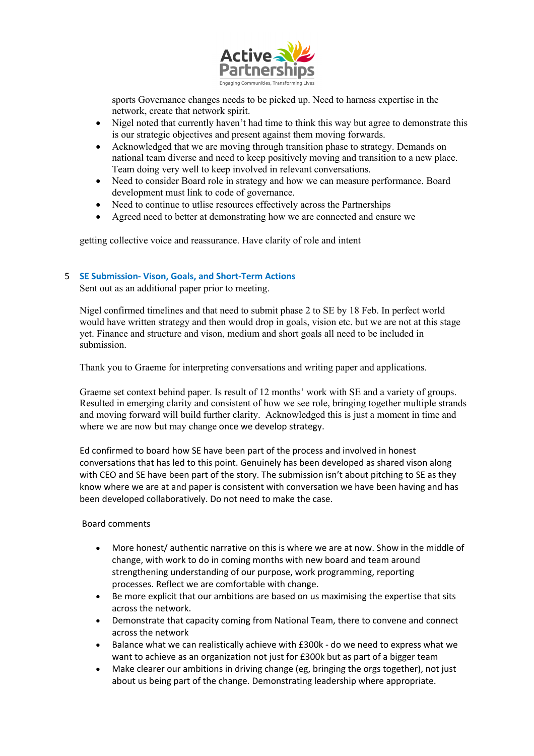sports Governance changes needs to be picked up. Need to harness expertise in the network, create that network spirit.

- Nigel noted that currently haven't had time to think this way but agree to demonstrate this is our strategic objectives and present against them moving forwards.
- Acknowledged that we are moving through transition phase to strategy. Demands on national team diverse and need to keep positively moving and transition to a new place. Team doing very well to keep involved in relevant conversations.
- Need to consider Board role in strategy and how we can measure performance. Board development must link to code of governance.
- Need to continue to utlise resources effectively across the Partnerships
- Agreed need to better at demonstrating how we are connected and ensure we

getting collective voice and reassurance. Have clarity of role and intent

## 5 SE Submission- Vison, Goals, and Short-Term Actions

Sent out as an additional paper prior to meeting.

Nigel confirmed timelines and that need to submit phase 2 to SE by 18 Feb. In perfect world would have written strategy and then would drop in goals, vision etc. but we are not at this stage yet. Finance and structure and vison, medium and short goals all need to be included in submission.

Thank you to Graeme for interpreting conversations and writing paper and applications.

Graeme set context behind paper. Is result of 12 months' work with SE and a variety of groups. Resulted in emerging clarity and consistent of how we see role, bringing together multiple strands and moving forward will build further clarity. Acknowledged this is just a moment in time and where we are now but may change once we develop strategy.

Ed confirmed to board how SE have been part of the process and involved in honest conversations that has led to this point. Genuinely has been developed as shared vison along with CEO and SE have been part of the story. The submission isn't about pitching to SE as they know where we are at and paper is consistent with conversation we have been having and has been developed collaboratively. Do not need to make the case.

Board comments

- More honest/ authentic narrative on this is where we are at now. Show in the middle of change, with work to do in coming months with new board and team around strengthening understanding of our purpose, work programming, reporting processes. Reflect we are comfortable with change.
- Be more explicit that our ambitions are based on us maximising the expertise that sits across the network.
- Demonstrate that capacity coming from National Team, there to convene and connect across the network
- Balance what we can realistically achieve with £300k - do we need to express what we want to achieve as an organization not just for £300k but as part of a bigger team
- Make clearer our ambitions in driving change (eg, bringing the orgs together), not just about us being part of the change. Demonstrating leadership where appropriate.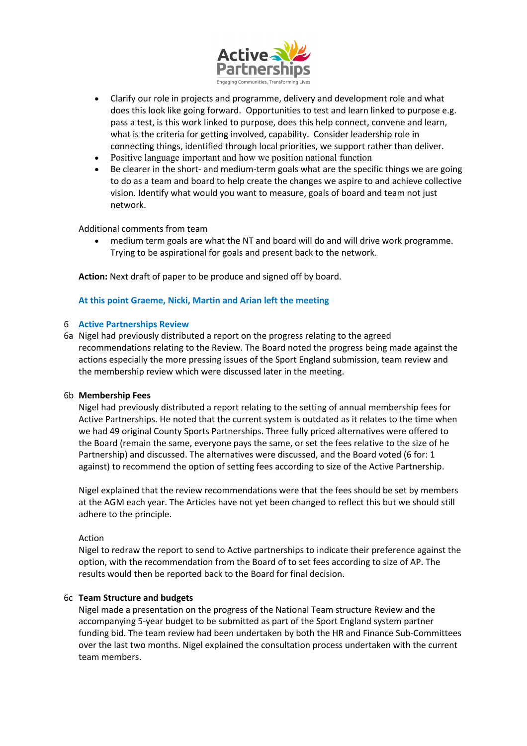- Clarify our role in projects and programme, delivery and development role and what does this look like going forward. Opportunities to test and learn linked to purpose e.g. pass a test, is this work linked to purpose, does this help connect, convene and learn, what is the criteria for getting involved, capability. Consider leadership role in connecting things, identified through local priorities, we support rather than deliver.
- Positive language important and how we position national function
- Be clearer in the short- and medium-term goals what are the specific things we are going to do as a team and board to help create the changes we aspire to and achieve collective vision. Identify what would you want to measure, goals of board and team not just network.

Additional comments from team

- medium term goals are what the NT and board will do and will drive work programme. Trying to be aspirational for goals and present back to the network.

**Action:** Next draft of paper to be produce and signed off by board.

**At this point Graeme, Nicki, Martin and Arian left the meeting**

## 6 Active Partnerships Review

6a Nigel had previously distributed a report on the progress relating to the agreed recommendations relating to the Review. The Board noted the progress being made against the actions especially the more pressing issues of the Sport England submission, team review and the membership review which were discussed later in the meeting.

### 6b Membership Fees

Nigel had previously distributed a report relating to the setting of annual membership fees for Active Partnerships. He noted that the current system is outdated as it relates to the time when we had 49 original County Sports Partnerships. Three fully priced alternatives were offered to the Board (remain the same, everyone pays the same, or set the fees relative to the size of he Partnership) and discussed. The alternatives were discussed, and the Board voted (6 for: 1 against) to recommend the option of setting fees according to size of the Active Partnership.

Nigel explained that the review recommendations were that the fees should be set by members at the AGM each year. The Articles have not yet been changed to reflect this but we should still adhere to the principle.

Action

Nigel to redraw the report to send to Active partnerships to indicate their preference against the option, with the recommendation from the Board of to set fees according to size of AP. The results would then be reported back to the Board for final decision.

### 6c Team Structure and budgets

Nigel made a presentation on the progress of the National Team structure Review and the accompanying 5-year budget to be submitted as part of the Sport England system partner funding bid. The team review had been undertaken by both the HR and Finance Sub-Committees over the last two months. Nigel explained the consultation process undertaken with the current team members.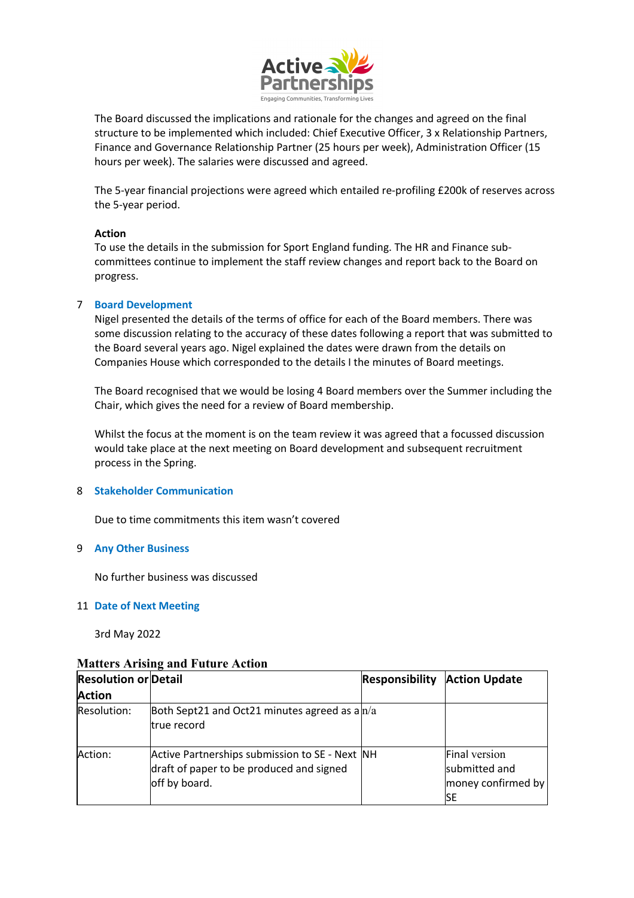The Board discussed the implications and rationale for the changes and agreed on the final structure to be implemented which included: Chief Executive Officer, 3 x Relationship Partners, Finance and Governance Relationship Partner (25 hours per week), Administration Officer (15 hours per week). The salaries were discussed and agreed.

The 5-year financial projections were agreed which entailed re-profiling £200k of reserves across the 5-year period.

**Action**
To use the details in the submission for Sport England funding. The HR and Finance sub-committees continue to implement the staff review changes and report back to the Board on progress.

## 7 Board Development

Nigel presented the details of the terms of office for each of the Board members. There was some discussion relating to the accuracy of these dates following a report that was submitted to the Board several years ago. Nigel explained the dates were drawn from the details on Companies House which corresponded to the details I the minutes of Board meetings.

The Board recognised that we would be losing 4 Board members over the Summer including the Chair, which gives the need for a review of Board membership.

Whilst the focus at the moment is on the team review it was agreed that a focussed discussion would take place at the next meeting on Board development and subsequent recruitment process in the Spring.

## 8 Stakeholder Communication

Due to time commitments this item wasn't covered

## 9 Any Other Business

No further business was discussed

## 11 Date of Next Meeting

3rd May 2022

### Matters Arising and Future Action

| Resolution or Action | Detail | Responsibility | Action Update |
|---|---|---|---|
| Resolution: | Both Sept21 and Oct21 minutes agreed as a true record | n/a | |
| Action: | Active Partnerships submission to SE - Next draft of paper to be produced and signed off by board. | NH | Final version submitted and money confirmed by SE |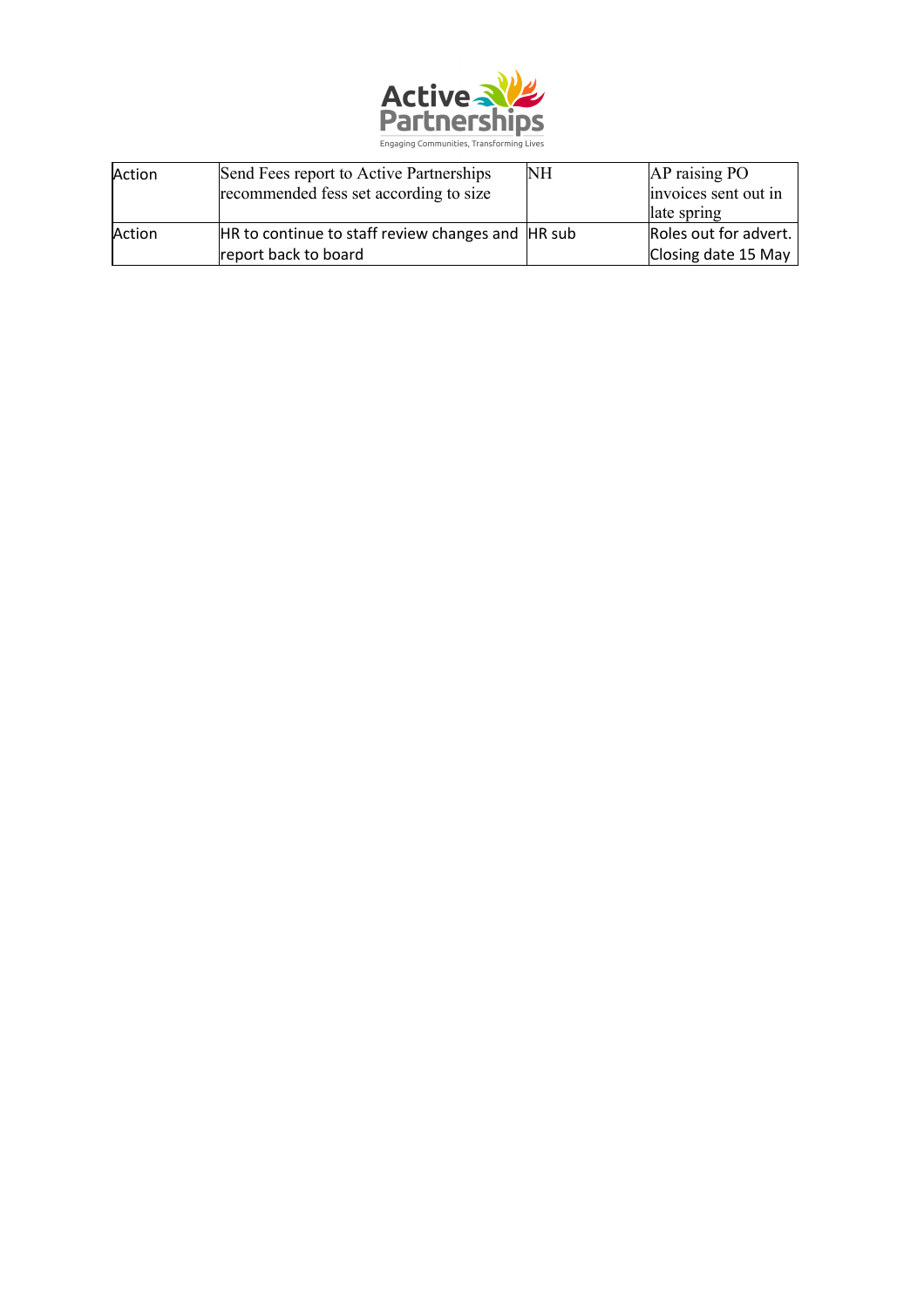| | | | |
|---|---|---|---|
| Action | Send Fees report to Active Partnerships recommended fess set according to size | NH | AP raising PO invoices sent out in late spring |
| Action | HR to continue to staff review changes and report back to board | HR sub | Roles out for advert. Closing date 15 May |